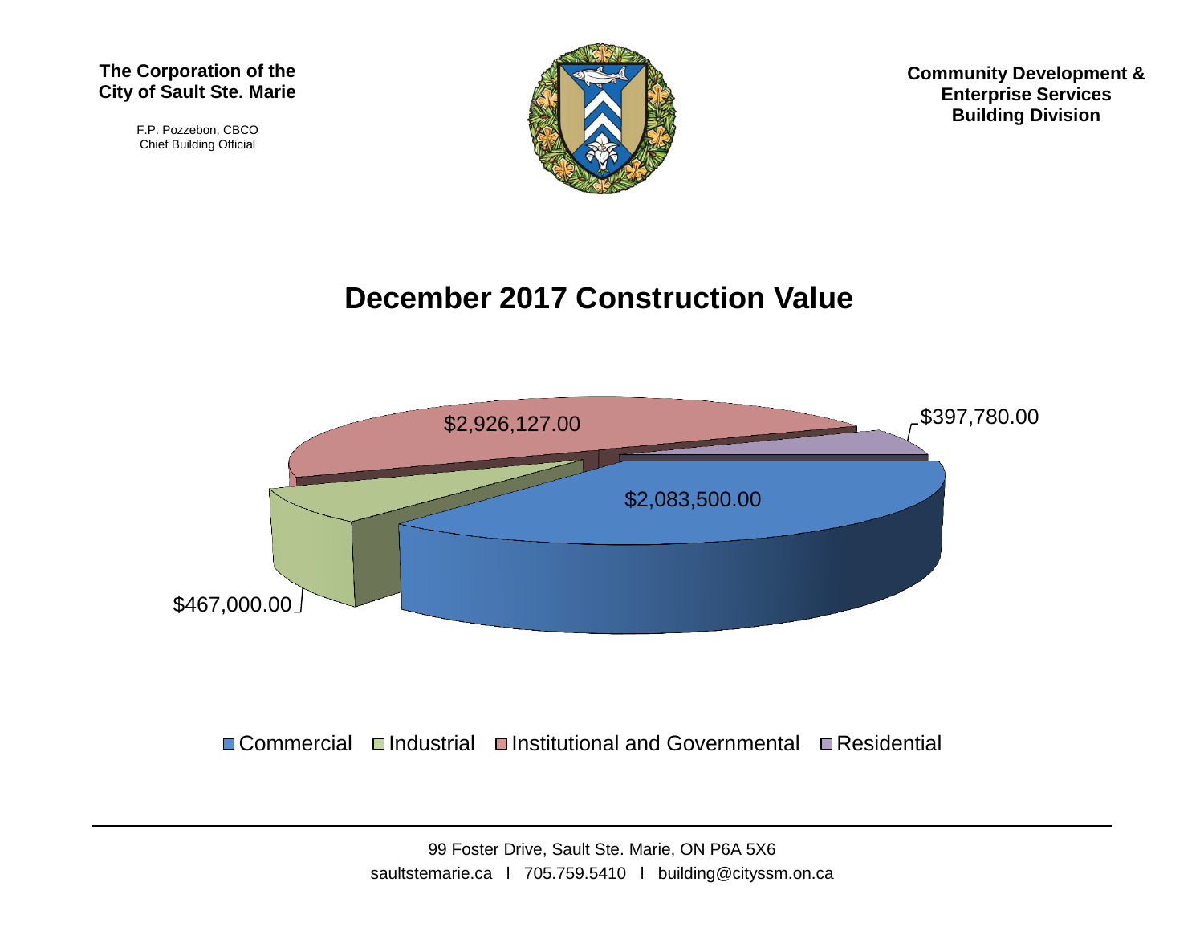**The Corporation of the City of Sault Ste. Marie**

F.P. Pozzebon, CBCO
Chief Building Official

**Community Development & Enterprise Services Building Division**

# December 2017 Construction Value

$2,926,127.00

$397,780.00

$2,083,500.00

$467,000.00

Commercial Industrial Institutional and Governmental Residential

99 Foster Drive, Sault Ste. Marie, ON P6A 5X6
saultstemarie.ca l 705.759.5410 l building@cityssm.on.ca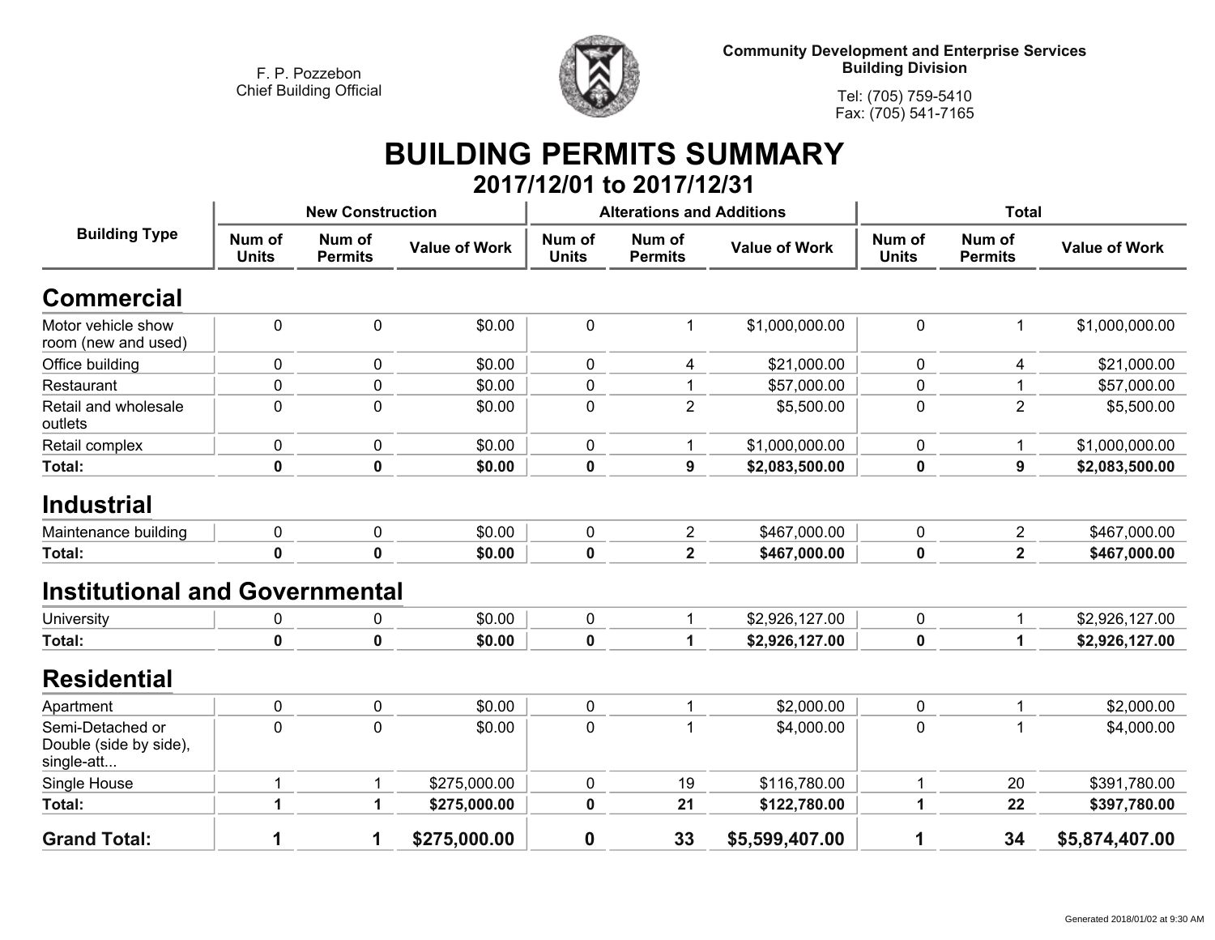F. P. Pozzebon
Chief Building Official

**Community Development and Enterprise Services**
**Building Division**

Tel: (705) 759-5410
Fax: (705) 541-7165

# BUILDING PERMITS SUMMARY

## 2017/12/01 to 2017/12/31

| Building Type | New Construction | | | Alterations and Additions | | | Total | | |
|---|---|---|---|---|---|---|---|---|---|
| | Num of Units | Num of Permits | Value of Work | Num of Units | Num of Permits | Value of Work | Num of Units | Num of Permits | Value of Work |
| **Commercial** | | | | | | | | | |
| Motor vehicle show room (new and used) | 0 | 0 | $0.00 | 0 | 1 | $1,000,000.00 | 0 | 1 | $1,000,000.00 |
| Office building | 0 | 0 | $0.00 | 0 | 4 | $21,000.00 | 0 | 4 | $21,000.00 |
| Restaurant | 0 | 0 | $0.00 | 0 | 1 | $57,000.00 | 0 | 1 | $57,000.00 |
| Retail and wholesale outlets | 0 | 0 | $0.00 | 0 | 2 | $5,500.00 | 0 | 2 | $5,500.00 |
| Retail complex | 0 | 0 | $0.00 | 0 | 1 | $1,000,000.00 | 0 | 1 | $1,000,000.00 |
| **Total:** | **0** | **0** | **$0.00** | **0** | **9** | **$2,083,500.00** | **0** | **9** | **$2,083,500.00** |
| **Industrial** | | | | | | | | | |
| Maintenance building | 0 | 0 | $0.00 | 0 | 2 | $467,000.00 | 0 | 2 | $467,000.00 |
| **Total:** | **0** | **0** | **$0.00** | **0** | **2** | **$467,000.00** | **0** | **2** | **$467,000.00** |
| **Institutional and Governmental** | | | | | | | | | |
| University | 0 | 0 | $0.00 | 0 | 1 | $2,926,127.00 | 0 | 1 | $2,926,127.00 |
| **Total:** | **0** | **0** | **$0.00** | **0** | **1** | **$2,926,127.00** | **0** | **1** | **$2,926,127.00** |
| **Residential** | | | | | | | | | |
| Apartment | 0 | 0 | $0.00 | 0 | 1 | $2,000.00 | 0 | 1 | $2,000.00 |
| Semi-Detached or Double (side by side), single-att... | 0 | 0 | $0.00 | 0 | 1 | $4,000.00 | 0 | 1 | $4,000.00 |
| Single House | 1 | 1 | $275,000.00 | 0 | 19 | $116,780.00 | 1 | 20 | $391,780.00 |
| **Total:** | **1** | **1** | **$275,000.00** | **0** | **21** | **$122,780.00** | **1** | **22** | **$397,780.00** |
| **Grand Total:** | **1** | **1** | **$275,000.00** | **0** | **33** | **$5,599,407.00** | **1** | **34** | **$5,874,407.00** |

Generated 2018/01/02 at 9:30 AM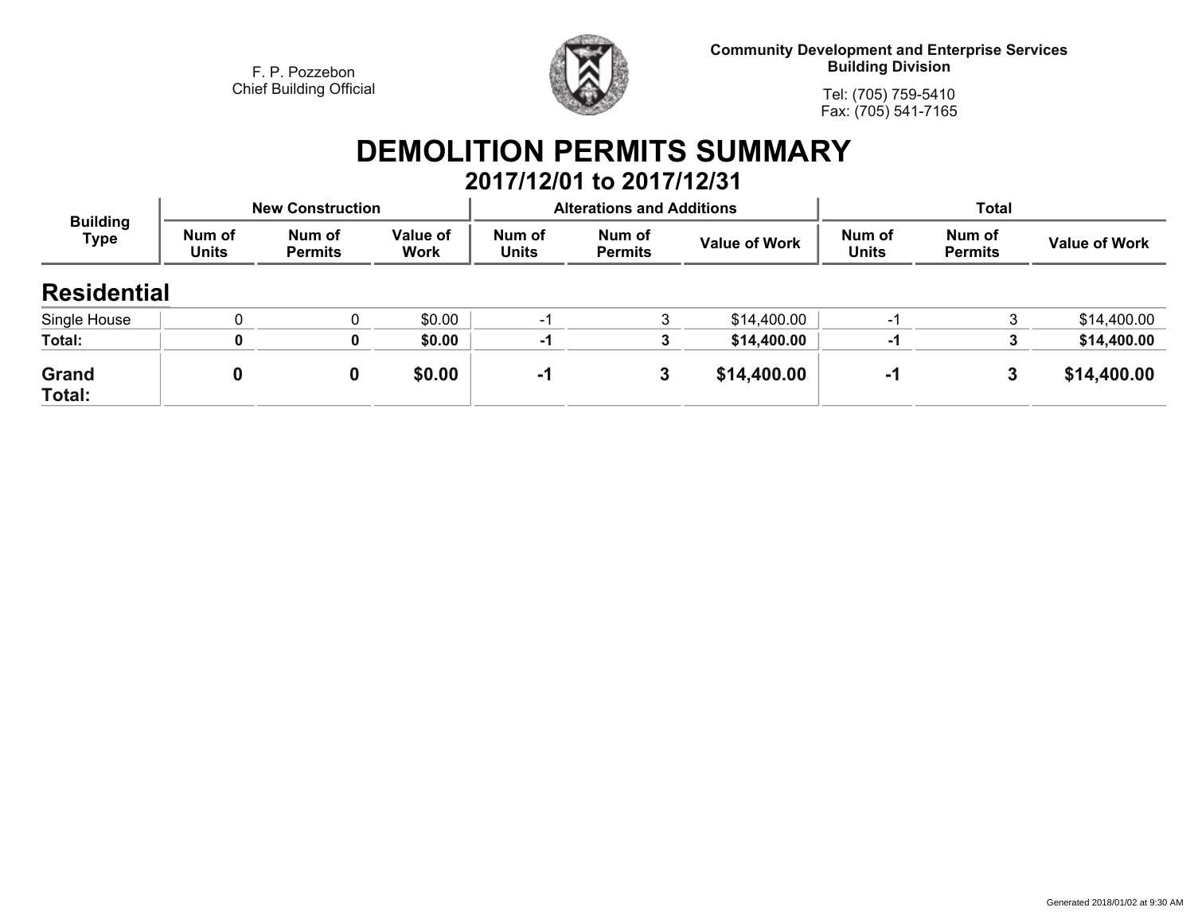F. P. Pozzebon
Chief Building Official

**Community Development and Enterprise Services**
**Building Division**

Tel: (705) 759-5410
Fax: (705) 541-7165

# DEMOLITION PERMITS SUMMARY

## 2017/12/01 to 2017/12/31

| Building Type | New Construction | | | Alterations and Additions | | | Total | | |
|---|---|---|---|---|---|---|---|---|---|
| | Num of Units | Num of Permits | Value of Work | Num of Units | Num of Permits | Value of Work | Num of Units | Num of Permits | Value of Work |
| **Residential** | | | | | | | | | |
| Single House | 0 | 0 | $0.00 | -1 | 3 | $14,400.00 | -1 | 3 | $14,400.00 |
| **Total:** | **0** | **0** | **$0.00** | **-1** | **3** | **$14,400.00** | **-1** | **3** | **$14,400.00** |
| **Grand Total:** | **0** | **0** | **$0.00** | **-1** | **3** | **$14,400.00** | **-1** | **3** | **$14,400.00** |

Generated 2018/01/02 at 9:30 AM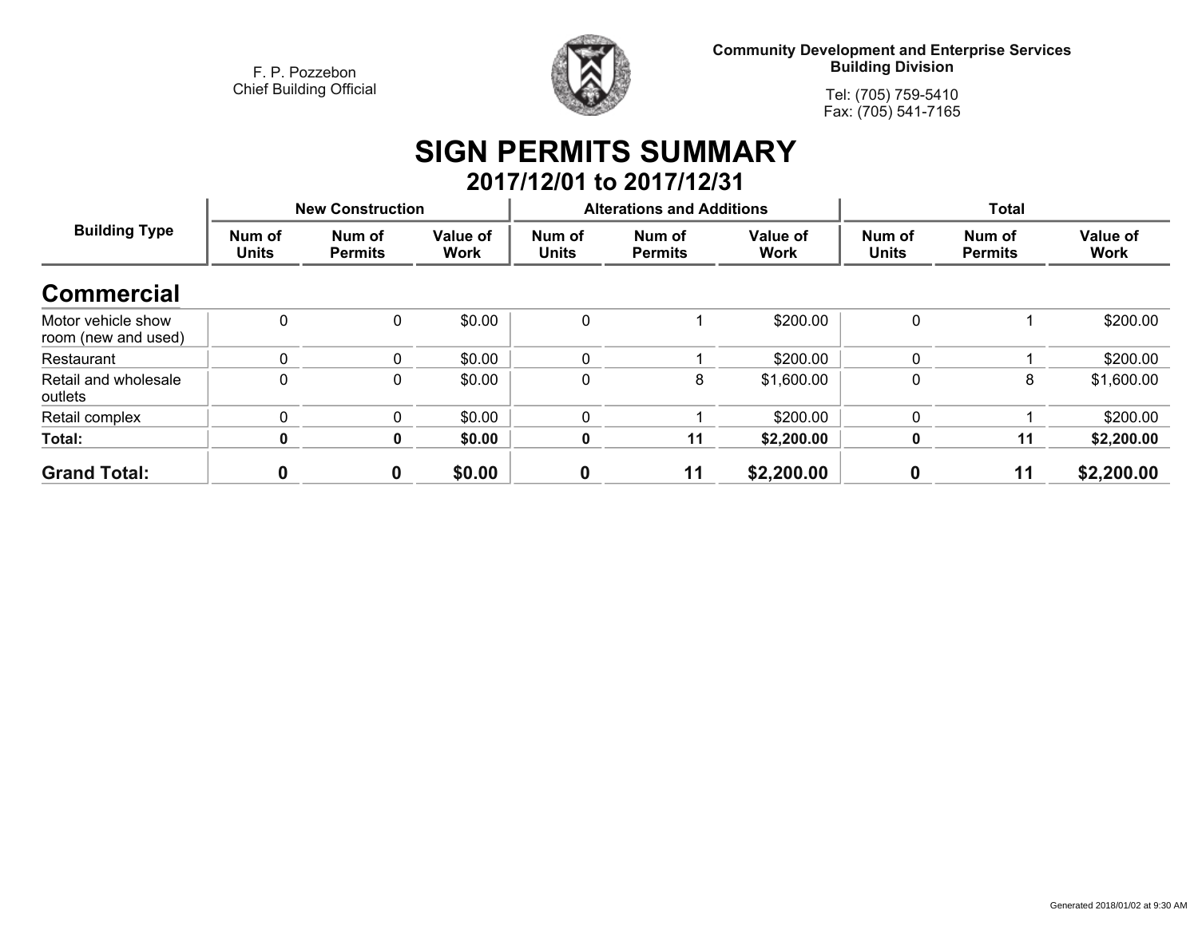F. P. Pozzebon
Chief Building Official

**Community Development and Enterprise Services**
**Building Division**

Tel: (705) 759-5410
Fax: (705) 541-7165

# SIGN PERMITS SUMMARY

## 2017/12/01 to 2017/12/31

| Building Type | New Construction | | | Alterations and Additions | | | Total | | |
|---|---|---|---|---|---|---|---|---|---|
| | Num of Units | Num of Permits | Value of Work | Num of Units | Num of Permits | Value of Work | Num of Units | Num of Permits | Value of Work |
| **Commercial** | | | | | | | | | |
| Motor vehicle show room (new and used) | 0 | 0 | $0.00 | 0 | 1 | $200.00 | 0 | 1 | $200.00 |
| Restaurant | 0 | 0 | $0.00 | 0 | 1 | $200.00 | 0 | 1 | $200.00 |
| Retail and wholesale outlets | 0 | 0 | $0.00 | 0 | 8 | $1,600.00 | 0 | 8 | $1,600.00 |
| Retail complex | 0 | 0 | $0.00 | 0 | 1 | $200.00 | 0 | 1 | $200.00 |
| **Total:** | **0** | **0** | **$0.00** | **0** | **11** | **$2,200.00** | **0** | **11** | **$2,200.00** |
| **Grand Total:** | **0** | **0** | **$0.00** | **0** | **11** | **$2,200.00** | **0** | **11** | **$2,200.00** |

Generated 2018/01/02 at 9:30 AM